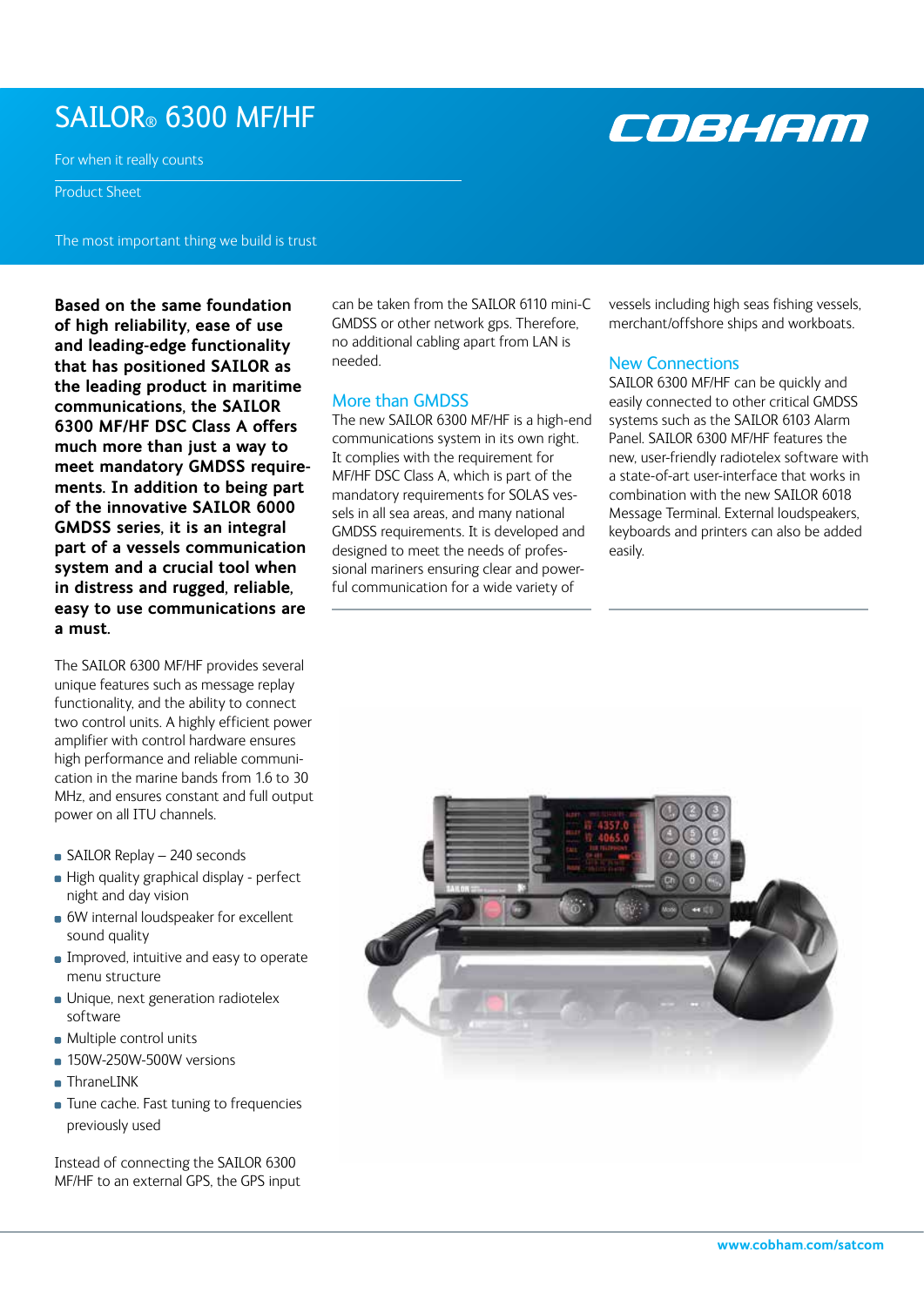# SAILOR® 6300 MF/HF

For when it really counts

Product Sheet

The most important thing we build is trust

COBHAM

**Based on the same foundation of high reliability, ease of use and leading-edge functionality that has positioned SAILOR as the leading product in maritime communications, the SAILOR 6300 MF/HF DSC Class A offers much more than just a way to meet mandatory GMDSS requirements. In addition to being part of the innovative SAILOR 6000 GMDSS series, it is an integral part of a vessels communication system and a crucial tool when in distress and rugged, reliable, easy to use communications are a must.**

The SAILOR 6300 MF/HF provides several unique features such as message replay functionality, and the ability to connect two control units. A highly efficient power amplifier with control hardware ensures high performance and reliable communication in the marine bands from 1.6 to 30 MHz, and ensures constant and full output power on all ITU channels.

- SAILOR Replay – 240 seconds
- High quality graphical display - perfect night and day vision
- 6W internal loudspeaker for excellent sound quality
- Improved, intuitive and easy to operate menu structure
- Unique, next generation radiotelex software
- Multiple control units
- 150W-250W-500W versions
- ThraneLINK
- Tune cache. Fast tuning to frequencies previously used

Instead of connecting the SAILOR 6300 MF/HF to an external GPS, the GPS input can be taken from the SAILOR 6110 mini-C GMDSS or other network gps. Therefore, no additional cabling apart from LAN is needed.

## More than GMDSS

The new SAILOR 6300 MF/HF is a high-end communications system in its own right. It complies with the requirement for MF/HF DSC Class A, which is part of the mandatory requirements for SOLAS vessels in all sea areas, and many national GMDSS requirements. It is developed and designed to meet the needs of professional mariners ensuring clear and powerful communication for a wide variety of vessels including high seas fishing vessels, merchant/offshore ships and workboats.

## New Connections

SAILOR 6300 MF/HF can be quickly and easily connected to other critical GMDSS systems such as the SAILOR 6103 Alarm Panel. SAILOR 6300 MF/HF features the new, user-friendly radiotelex software with a state-of-art user-interface that works in combination with the new SAILOR 6018 Message Terminal. External loudspeakers, keyboards and printers can also be added easily.

www.cobham.com/satcom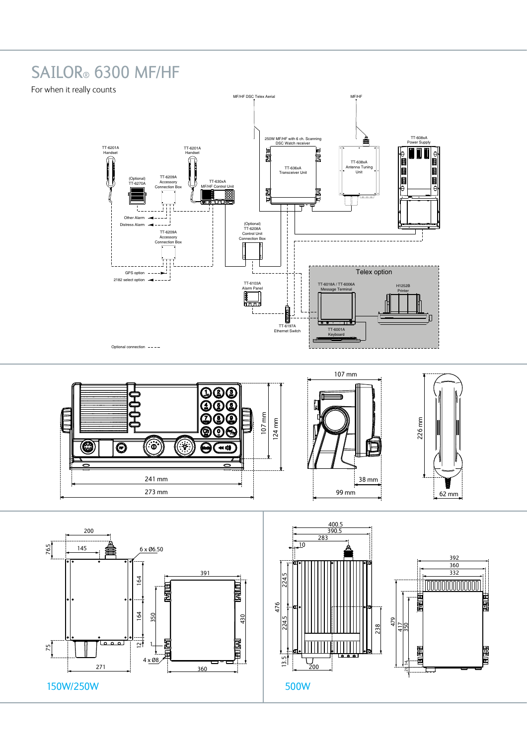# SAILOR® 6300 MF/HF

For when it really counts

MF/HF DSC Telex Aerial

MF/HF

250W MF/HF with 6 ch. Scanning DSC Watch receiver

TT-636xA Transceiver Unit

TT-638xA Antenna Tuning Unit

TT-608xA Power Supply

TT-6201A Handset

TT-6201A Handset

(Optional) TT-6270A

TT-6209A Accessory Connection Box

TT-630xA MF/HF Control Unit

Other Alarm

Distress Alarm

TT-6209A Accessory Connection Box

(Optional) TT-6208A Control Unit Connection Box

GPS option

2182 select option

TT-6103A Alarm Panel

TT-6197A Ethernet Switch

Telex option

TT-6018A / TT-6006A Message Terminal

H1252B Printer

TT-6001A Keyboard

Optional connection

107 mm

124 mm

241 mm

273 mm

107 mm

38 mm

99 mm

226 mm

62 mm

200

145

76.5

6 x Ø6.50

164

164

350

391

430

75

12

1

4 x Ø8

271

360

150W/250W

400.5

390.5

283

10

224.5

476

224.5

238

13.5

200

392

360

332

479

417

350

28

34

500W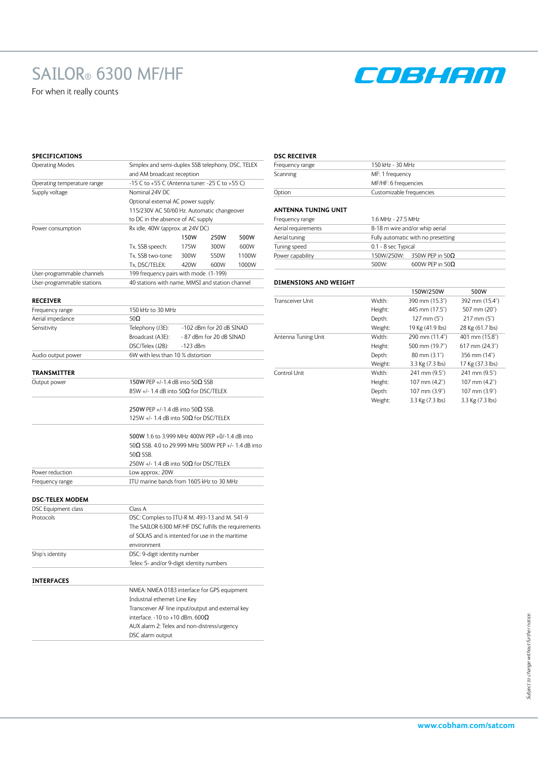# SAILOR® 6300 MF/HF

For when it really counts

COBHAM

## SPECIFICATIONS

| | | | | |
|---|---|---|---|---|
| Operating Modes | Simplex and semi-duplex SSB telephony, DSC, TELEX and AM broadcast reception | | | |
| Operating temperature range | -15°C to +55°C (Antenna tuner: -25°C to +55°C) | | | |
| Supply voltage | Nominal 24V DC<br>Optional external AC power supply:<br>115/230V AC 50/60 Hz. Automatic changeover to DC in the absence of AC supply | | | |
| Power consumption | Rx idle, 40W (approx. at 24V DC) | | | |
| | | 150W | 250W | 500W |
| | Tx, SSB speech: | 175W | 300W | 600W |
| | Tx, SSB two-tone: | 300W | 550W | 1100W |
| | Tx, DSC/TELEX: | 420W | 600W | 1000W |
| User-programmable channels | 199 frequency pairs with mode (1-199) | | | |
| User-programmable stations | 40 stations with name, MMSI and station channel | | | |

## RECEIVER

| | | |
|---|---|---|
| Frequency range | 150 kHz to 30 MHz | |
| Aerial impedance | 50Ω | |
| Sensitivity | Telephony (J3E): | -102 dBm for 20 dB SINAD |
| | Broadcast (A3E): | - 87 dBm for 20 dB SINAD |
| | DSC/Telex (J2B): | -123 dBm |
| Audio output power | 6W with less than 10 % distortion | |

## TRANSMITTER

| | |
|---|---|
| Output power | 150W PEP +/-1.4 dB into 50Ω SSB<br>85W +/- 1.4 dB into 50Ω for DSC/TELEX |
| | 250W PEP +/-1.4 dB into 50Ω SSB.<br>125W +/- 1.4 dB into 50Ω for DSC/TELEX |
| | 500W 1.6 to 3.999 MHz 400W PEP +0/-1.4 dB into 50Ω SSB. 4.0 to 29.999 MHz 500W PEP +/- 1.4 dB into 50Ω SSB.<br>250W +/- 1.4 dB into 50Ω for DSC/TELEX |
| Power reduction | Low approx.: 20W |
| Frequency range | ITU marine bands from 1605 kHz to 30 MHz |

## DSC-TELEX MODEM

| | |
|---|---|
| DSC Equipment class | Class A |
| Protocols | DSC: Complies to ITU-R M. 493-13 and M. 541-9<br>The SAILOR 6300 MF/HF DSC fulfills the requirements of SOLAS and is intented for use in the maritime environment |
| Ship's identity | DSC: 9-digit identity number<br>Telex: 5- and/or 9-digit identity numbers |

## INTERFACES

NMEA: NMEA 0183 interface for GPS equipment
Industrial ethernet Line Key
Transceiver AF line input/output and external key interface. -10 to +10 dBm, 600Ω
AUX alarm 2: Telex and non-distress/urgency
DSC alarm output

## DSC RECEIVER

| | |
|---|---|
| Frequency range | 150 kHz - 30 MHz |
| Scanning | MF: 1 frequency<br>MF/HF: 6 frequencies |
| Option | Customizable frequencies |

## ANTENNA TUNING UNIT

| | | |
|---|---|---|
| Frequency range | 1.6 MHz - 27.5 MHz | |
| Aerial requirements | 8-18 m wire and/or whip aerial | |
| Aerial tuning | Fully automatic with no presetting | |
| Tuning speed | 0.1 - 8 sec Typical | |
| Power capability | 150W/250W: | 350W PEP in 50Ω |
| | 500W: | 600W PEP in 50Ω |

## DIMENSIONS AND WEIGHT

| | | 150W/250W | 500W |
|---|---|---|---|
| Transceiver Unit | Width: | 390 mm (15.3") | 392 mm (15.4") |
| | Height: | 445 mm (17.5") | 507 mm (20") |
| | Depth: | 127 mm (5") | 217 mm (5") |
| | Weight: | 19 Kg (41.9 lbs) | 28 Kg (61.7 lbs) |
| Antenna Tuning Unit | Width: | 290 mm (11.4") | 401 mm (15.8") |
| | Height: | 500 mm (19.7") | 617 mm (24.3") |
| | Depth: | 80 mm (3.1") | 356 mm (14") |
| | Weight: | 3.3 Kg (7.3 lbs) | 17 Kg (37.3 lbs) |
| Control Unit | Width: | 241 mm (9.5") | 241 mm (9.5") |
| | Height: | 107 mm (4.2") | 107 mm (4.2") |
| | Depth: | 107 mm (3.9") | 107 mm (3.9") |
| | Weight: | 3.3 Kg (7.3 lbs) | 3.3 Kg (7.3 lbs) |

*Subject to change without further notice.*

www.cobham.com/satcom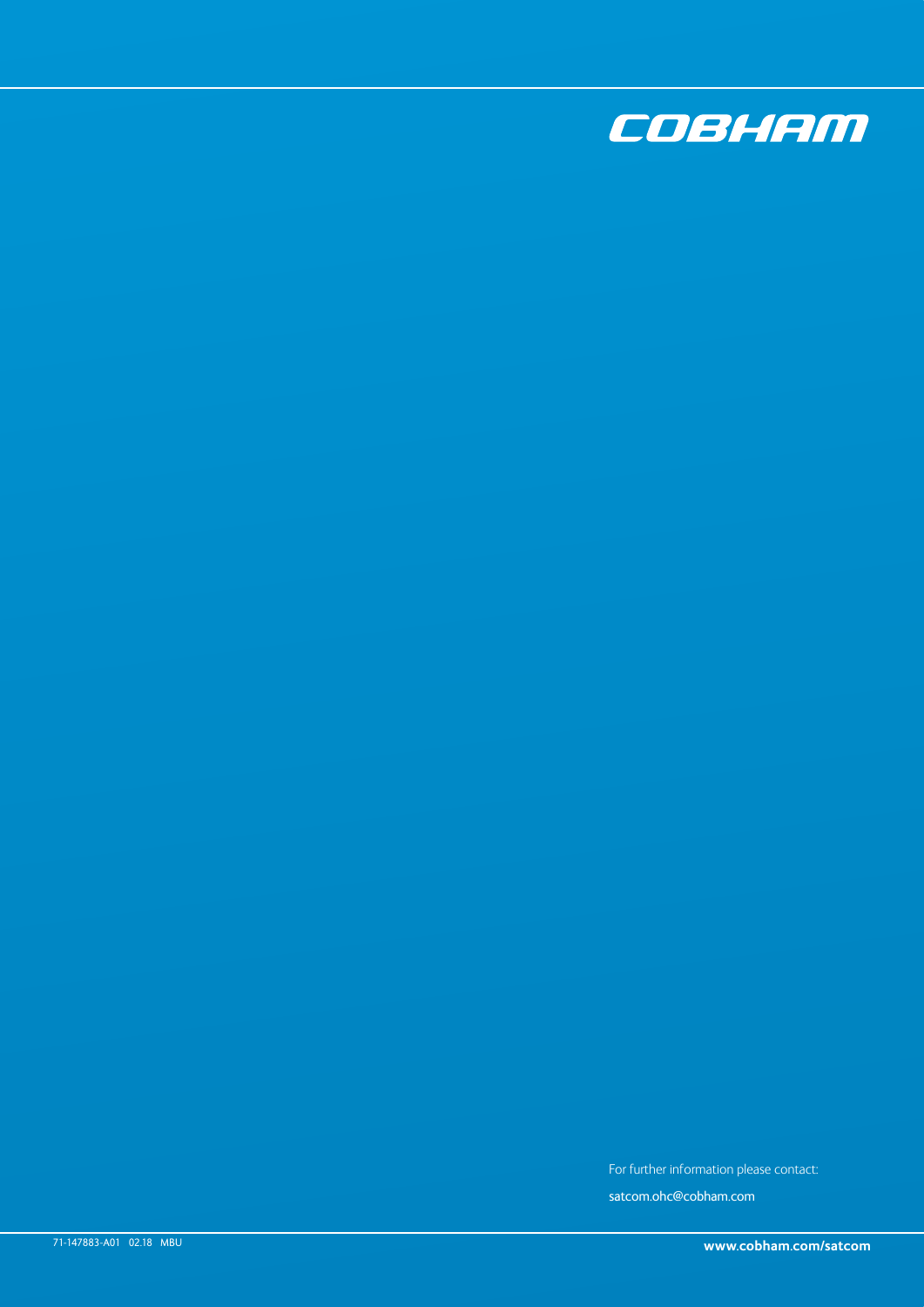COBHAM

For further information please contact:

satcom.ohc@cobham.com

71-147883-A01 02.18 MBU

**www.cobham.com/satcom**